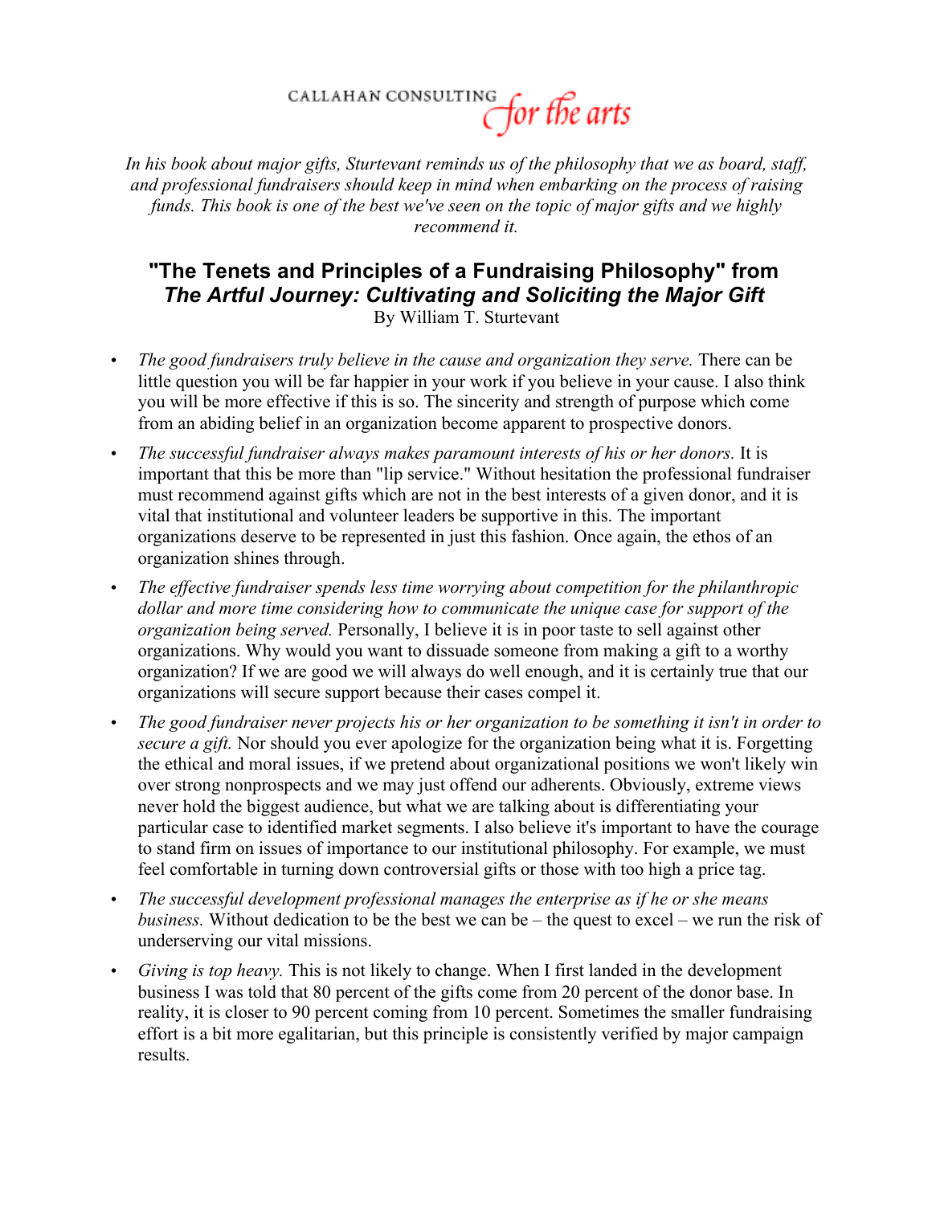CALLAHAN CONSULTING *for the arts*

*In his book about major gifts, Sturtevant reminds us of the philosophy that we as board, staff, and professional fundraisers should keep in mind when embarking on the process of raising funds. This book is one of the best we've seen on the topic of major gifts and we highly recommend it.*

## "The Tenets and Principles of a Fundraising Philosophy" from *The Artful Journey: Cultivating and Soliciting the Major Gift*

By William T. Sturtevant

- *The good fundraisers truly believe in the cause and organization they serve.* There can be little question you will be far happier in your work if you believe in your cause. I also think you will be more effective if this is so. The sincerity and strength of purpose which come from an abiding belief in an organization become apparent to prospective donors.
- *The successful fundraiser always makes paramount interests of his or her donors.* It is important that this be more than "lip service." Without hesitation the professional fundraiser must recommend against gifts which are not in the best interests of a given donor, and it is vital that institutional and volunteer leaders be supportive in this. The important organizations deserve to be represented in just this fashion. Once again, the ethos of an organization shines through.
- *The effective fundraiser spends less time worrying about competition for the philanthropic dollar and more time considering how to communicate the unique case for support of the organization being served.* Personally, I believe it is in poor taste to sell against other organizations. Why would you want to dissuade someone from making a gift to a worthy organization? If we are good we will always do well enough, and it is certainly true that our organizations will secure support because their cases compel it.
- *The good fundraiser never projects his or her organization to be something it isn't in order to secure a gift.* Nor should you ever apologize for the organization being what it is. Forgetting the ethical and moral issues, if we pretend about organizational positions we won't likely win over strong nonprospects and we may just offend our adherents. Obviously, extreme views never hold the biggest audience, but what we are talking about is differentiating your particular case to identified market segments. I also believe it's important to have the courage to stand firm on issues of importance to our institutional philosophy. For example, we must feel comfortable in turning down controversial gifts or those with too high a price tag.
- *The successful development professional manages the enterprise as if he or she means business.* Without dedication to be the best we can be – the quest to excel – we run the risk of underserving our vital missions.
- *Giving is top heavy.* This is not likely to change. When I first landed in the development business I was told that 80 percent of the gifts come from 20 percent of the donor base. In reality, it is closer to 90 percent coming from 10 percent. Sometimes the smaller fundraising effort is a bit more egalitarian, but this principle is consistently verified by major campaign results.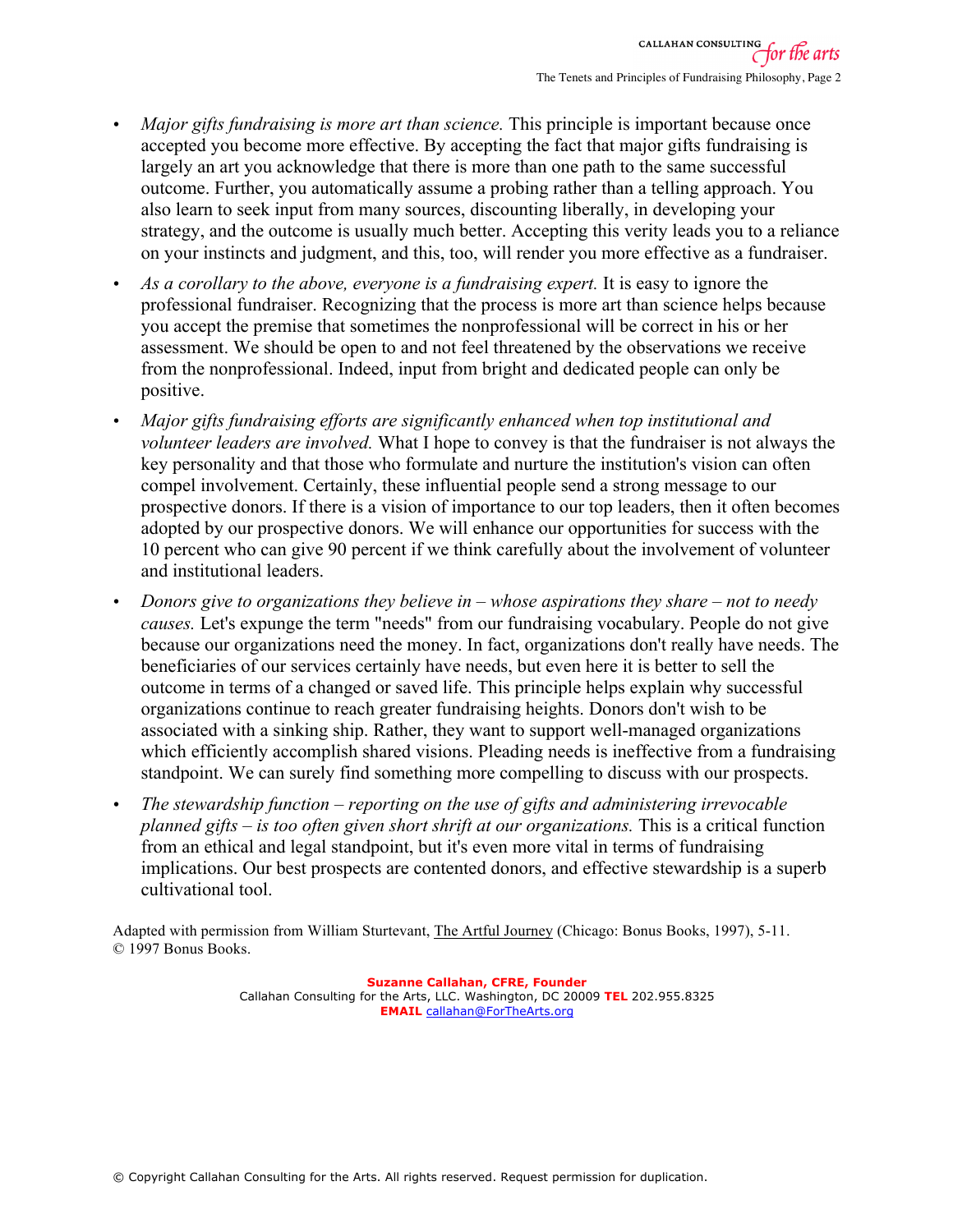- *Major gifts fundraising is more art than science.* This principle is important because once accepted you become more effective. By accepting the fact that major gifts fundraising is largely an art you acknowledge that there is more than one path to the same successful outcome. Further, you automatically assume a probing rather than a telling approach. You also learn to seek input from many sources, discounting liberally, in developing your strategy, and the outcome is usually much better. Accepting this verity leads you to a reliance on your instincts and judgment, and this, too, will render you more effective as a fundraiser.
- *As a corollary to the above, everyone is a fundraising expert.* It is easy to ignore the professional fundraiser. Recognizing that the process is more art than science helps because you accept the premise that sometimes the nonprofessional will be correct in his or her assessment. We should be open to and not feel threatened by the observations we receive from the nonprofessional. Indeed, input from bright and dedicated people can only be positive.
- *Major gifts fundraising efforts are significantly enhanced when top institutional and volunteer leaders are involved.* What I hope to convey is that the fundraiser is not always the key personality and that those who formulate and nurture the institution's vision can often compel involvement. Certainly, these influential people send a strong message to our prospective donors. If there is a vision of importance to our top leaders, then it often becomes adopted by our prospective donors. We will enhance our opportunities for success with the 10 percent who can give 90 percent if we think carefully about the involvement of volunteer and institutional leaders.
- *Donors give to organizations they believe in – whose aspirations they share – not to needy causes.* Let's expunge the term "needs" from our fundraising vocabulary. People do not give because our organizations need the money. In fact, organizations don't really have needs. The beneficiaries of our services certainly have needs, but even here it is better to sell the outcome in terms of a changed or saved life. This principle helps explain why successful organizations continue to reach greater fundraising heights. Donors don't wish to be associated with a sinking ship. Rather, they want to support well-managed organizations which efficiently accomplish shared visions. Pleading needs is ineffective from a fundraising standpoint. We can surely find something more compelling to discuss with our prospects.
- *The stewardship function – reporting on the use of gifts and administering irrevocable planned gifts – is too often given short shrift at our organizations.* This is a critical function from an ethical and legal standpoint, but it's even more vital in terms of fundraising implications. Our best prospects are contented donors, and effective stewardship is a superb cultivational tool.

Adapted with permission from William Sturtevant, The Artful Journey (Chicago: Bonus Books, 1997), 5-11.
© 1997 Bonus Books.

**Suzanne Callahan, CFRE, Founder**
Callahan Consulting for the Arts, LLC. Washington, DC 20009 **TEL** 202.955.8325
**EMAIL** callahan@ForTheArts.org

© Copyright Callahan Consulting for the Arts. All rights reserved. Request permission for duplication.